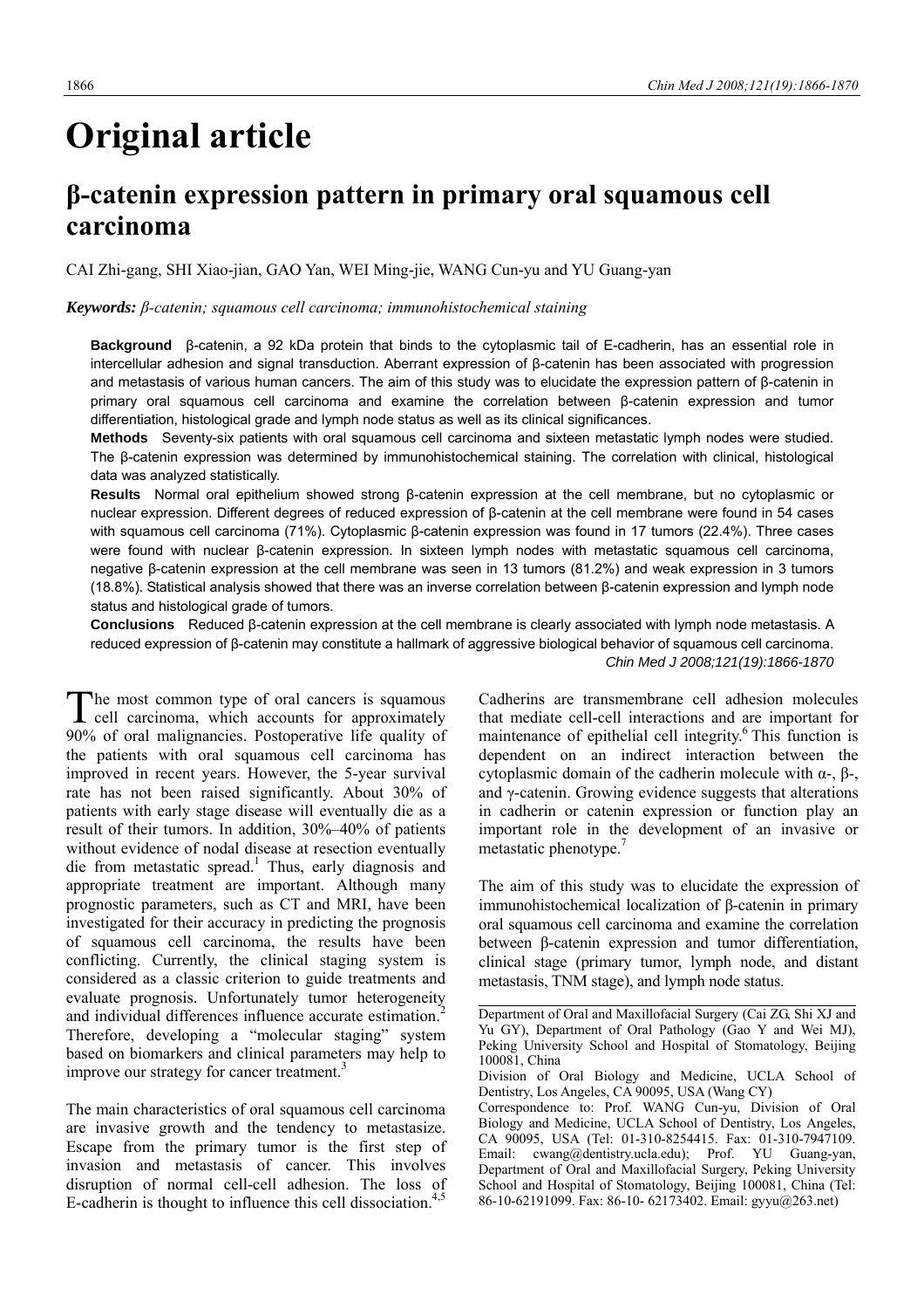# Original article

## β-catenin expression pattern in primary oral squamous cell carcinoma

CAI Zhi-gang, SHI Xiao-jian, GAO Yan, WEI Ming-jie, WANG Cun-yu and YU Guang-yan

***Keywords:*** *β-catenin; squamous cell carcinoma; immunohistochemical staining*

**Background** β-catenin, a 92 kDa protein that binds to the cytoplasmic tail of E-cadherin, has an essential role in intercellular adhesion and signal transduction. Aberrant expression of β-catenin has been associated with progression and metastasis of various human cancers. The aim of this study was to elucidate the expression pattern of β-catenin in primary oral squamous cell carcinoma and examine the correlation between β-catenin expression and tumor differentiation, histological grade and lymph node status as well as its clinical significances.

**Methods** Seventy-six patients with oral squamous cell carcinoma and sixteen metastatic lymph nodes were studied. The β-catenin expression was determined by immunohistochemical staining. The correlation with clinical, histological data was analyzed statistically.

**Results** Normal oral epithelium showed strong β-catenin expression at the cell membrane, but no cytoplasmic or nuclear expression. Different degrees of reduced expression of β-catenin at the cell membrane were found in 54 cases with squamous cell carcinoma (71%). Cytoplasmic β-catenin expression was found in 17 tumors (22.4%). Three cases were found with nuclear β-catenin expression. In sixteen lymph nodes with metastatic squamous cell carcinoma, negative β-catenin expression at the cell membrane was seen in 13 tumors (81.2%) and weak expression in 3 tumors (18.8%). Statistical analysis showed that there was an inverse correlation between β-catenin expression and lymph node status and histological grade of tumors.

**Conclusions** Reduced β-catenin expression at the cell membrane is clearly associated with lymph node metastasis. A reduced expression of β-catenin may constitute a hallmark of aggressive biological behavior of squamous cell carcinoma.

*Chin Med J 2008;121(19):1866-1870*

The most common type of oral cancers is squamous cell carcinoma, which accounts for approximately 90% of oral malignancies. Postoperative life quality of the patients with oral squamous cell carcinoma has improved in recent years. However, the 5-year survival rate has not been raised significantly. About 30% of patients with early stage disease will eventually die as a result of their tumors. In addition, 30%–40% of patients without evidence of nodal disease at resection eventually die from metastatic spread.[1] Thus, early diagnosis and appropriate treatment are important. Although many prognostic parameters, such as CT and MRI, have been investigated for their accuracy in predicting the prognosis of squamous cell carcinoma, the results have been conflicting. Currently, the clinical staging system is considered as a classic criterion to guide treatments and evaluate prognosis. Unfortunately tumor heterogeneity and individual differences influence accurate estimation.[2] Therefore, developing a "molecular staging" system based on biomarkers and clinical parameters may help to improve our strategy for cancer treatment.[3]

The main characteristics of oral squamous cell carcinoma are invasive growth and the tendency to metastasize. Escape from the primary tumor is the first step of invasion and metastasis of cancer. This involves disruption of normal cell-cell adhesion. The loss of E-cadherin is thought to influence this cell dissociation.[4,5] Cadherins are transmembrane cell adhesion molecules that mediate cell-cell interactions and are important for maintenance of epithelial cell integrity.[6] This function is dependent on an indirect interaction between the cytoplasmic domain of the cadherin molecule with α-, β-, and γ-catenin. Growing evidence suggests that alterations in cadherin or catenin expression or function play an important role in the development of an invasive or metastatic phenotype.[7]

The aim of this study was to elucidate the expression of immunohistochemical localization of β-catenin in primary oral squamous cell carcinoma and examine the correlation between β-catenin expression and tumor differentiation, clinical stage (primary tumor, lymph node, and distant metastasis, TNM stage), and lymph node status.

---

Department of Oral and Maxillofacial Surgery (Cai ZG, Shi XJ and Yu GY), Department of Oral Pathology (Gao Y and Wei MJ), Peking University School and Hospital of Stomatology, Beijing 100081, China

Division of Oral Biology and Medicine, UCLA School of Dentistry, Los Angeles, CA 90095, USA (Wang CY)

Correspondence to: Prof. WANG Cun-yu, Division of Oral Biology and Medicine, UCLA School of Dentistry, Los Angeles, CA 90095, USA (Tel: 01-310-8254415. Fax: 01-310-7947109. Email: cwang@dentistry.ucla.edu); Prof. YU Guang-yan, Department of Oral and Maxillofacial Surgery, Peking University School and Hospital of Stomatology, Beijing 100081, China (Tel: 86-10-62191099. Fax: 86-10- 62173402. Email: gyyu@263.net)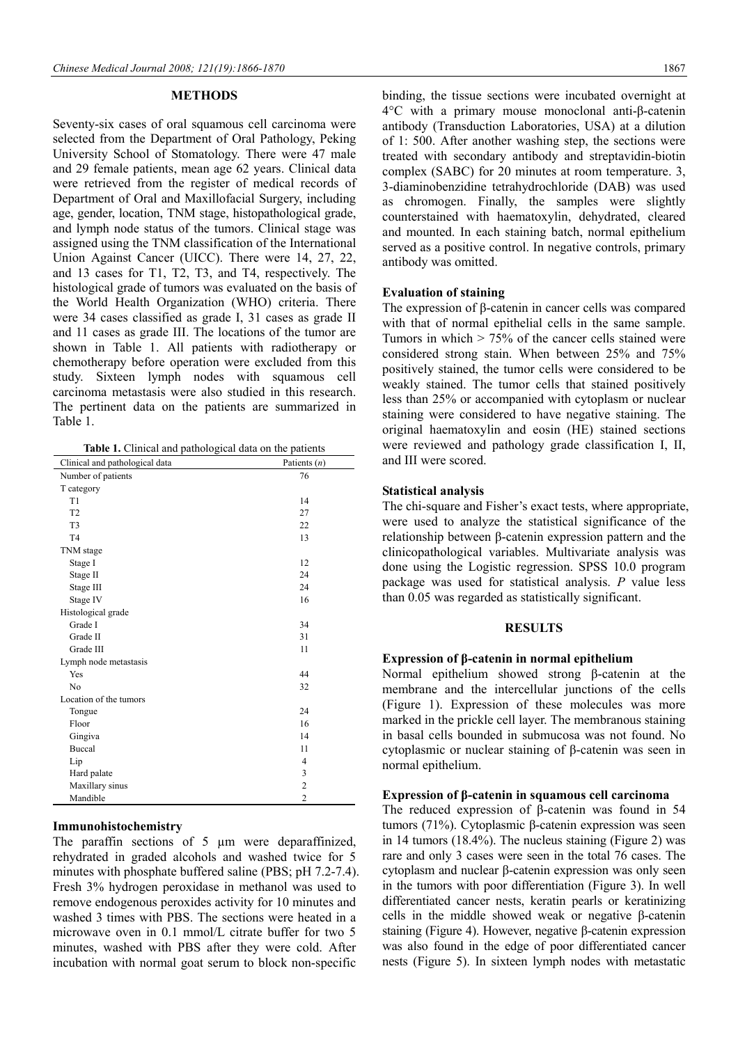## METHODS

Seventy-six cases of oral squamous cell carcinoma were selected from the Department of Oral Pathology, Peking University School of Stomatology. There were 47 male and 29 female patients, mean age 62 years. Clinical data were retrieved from the register of medical records of Department of Oral and Maxillofacial Surgery, including age, gender, location, TNM stage, histopathological grade, and lymph node status of the tumors. Clinical stage was assigned using the TNM classification of the International Union Against Cancer (UICC). There were 14, 27, 22, and 13 cases for T1, T2, T3, and T4, respectively. The histological grade of tumors was evaluated on the basis of the World Health Organization (WHO) criteria. There were 34 cases classified as grade I, 31 cases as grade II and 11 cases as grade III. The locations of the tumor are shown in Table 1. All patients with radiotherapy or chemotherapy before operation were excluded from this study. Sixteen lymph nodes with squamous cell carcinoma metastasis were also studied in this research. The pertinent data on the patients are summarized in Table 1.

**Table 1.** Clinical and pathological data on the patients

| Clinical and pathological data | Patients (*n*) |
|---|---|
| Number of patients | 76 |
| T category | |
| T1 | 14 |
| T2 | 27 |
| T3 | 22 |
| T4 | 13 |
| TNM stage | |
| Stage I | 12 |
| Stage II | 24 |
| Stage III | 24 |
| Stage IV | 16 |
| Histological grade | |
| Grade I | 34 |
| Grade II | 31 |
| Grade III | 11 |
| Lymph node metastasis | |
| Yes | 44 |
| No | 32 |
| Location of the tumors | |
| Tongue | 24 |
| Floor | 16 |
| Gingiva | 14 |
| Buccal | 11 |
| Lip | 4 |
| Hard palate | 3 |
| Maxillary sinus | 2 |
| Mandible | 2 |

### Immunohistochemistry

The paraffin sections of 5 μm were deparaffinized, rehydrated in graded alcohols and washed twice for 5 minutes with phosphate buffered saline (PBS; pH 7.2-7.4). Fresh 3% hydrogen peroxidase in methanol was used to remove endogenous peroxides activity for 10 minutes and washed 3 times with PBS. The sections were heated in a microwave oven in 0.1 mmol/L citrate buffer for two 5 minutes, washed with PBS after they were cold. After incubation with normal goat serum to block non-specific binding, the tissue sections were incubated overnight at 4°C with a primary mouse monoclonal anti-β-catenin antibody (Transduction Laboratories, USA) at a dilution of 1: 500. After another washing step, the sections were treated with secondary antibody and streptavidin-biotin complex (SABC) for 20 minutes at room temperature. 3, 3-diaminobenzidine tetrahydrochloride (DAB) was used as chromogen. Finally, the samples were slightly counterstained with haematoxylin, dehydrated, cleared and mounted. In each staining batch, normal epithelium served as a positive control. In negative controls, primary antibody was omitted.

### Evaluation of staining

The expression of β-catenin in cancer cells was compared with that of normal epithelial cells in the same sample. Tumors in which > 75% of the cancer cells stained were considered strong stain. When between 25% and 75% positively stained, the tumor cells were considered to be weakly stained. The tumor cells that stained positively less than 25% or accompanied with cytoplasm or nuclear staining were considered to have negative staining. The original haematoxylin and eosin (HE) stained sections were reviewed and pathology grade classification I, II, and III were scored.

### Statistical analysis

The chi-square and Fisher's exact tests, where appropriate, were used to analyze the statistical significance of the relationship between β-catenin expression pattern and the clinicopathological variables. Multivariate analysis was done using the Logistic regression. SPSS 10.0 program package was used for statistical analysis. *P* value less than 0.05 was regarded as statistically significant.

## RESULTS

### Expression of β-catenin in normal epithelium

Normal epithelium showed strong β-catenin at the membrane and the intercellular junctions of the cells (Figure 1). Expression of these molecules was more marked in the prickle cell layer. The membranous staining in basal cells bounded in submucosa was not found. No cytoplasmic or nuclear staining of β-catenin was seen in normal epithelium.

### Expression of β-catenin in squamous cell carcinoma

The reduced expression of β-catenin was found in 54 tumors (71%). Cytoplasmic β-catenin expression was seen in 14 tumors (18.4%). The nucleus staining (Figure 2) was rare and only 3 cases were seen in the total 76 cases. The cytoplasm and nuclear β-catenin expression was only seen in the tumors with poor differentiation (Figure 3). In well differentiated cancer nests, keratin pearls or keratinizing cells in the middle showed weak or negative β-catenin staining (Figure 4). However, negative β-catenin expression was also found in the edge of poor differentiated cancer nests (Figure 5). In sixteen lymph nodes with metastatic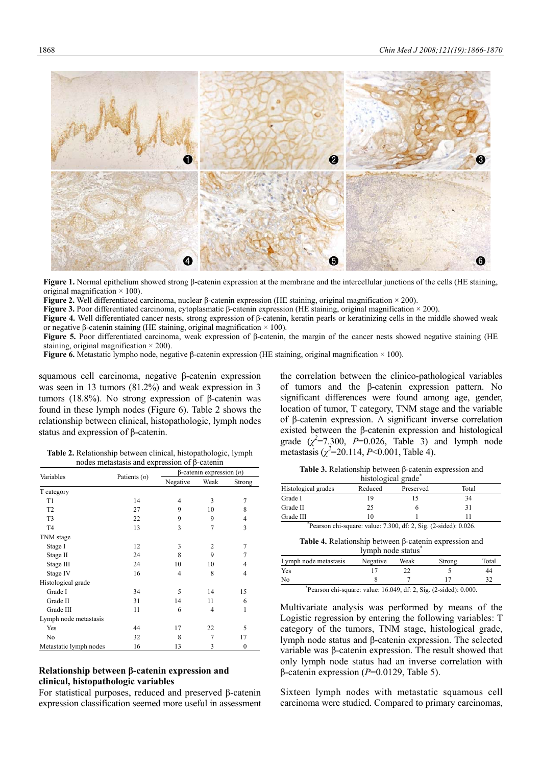**Figure 1.** Normal epithelium showed strong β-catenin expression at the membrane and the intercellular junctions of the cells (HE staining, original magnification × 100).

**Figure 2.** Well differentiated carcinoma, nuclear β-catenin expression (HE staining, original magnification × 200).

**Figure 3.** Poor differentiated carcinoma, cytoplasmatic β-catenin expression (HE staining, original magnification × 200).

**Figure 4.** Well differentiated cancer nests, strong expression of β-catenin, keratin pearls or keratinizing cells in the middle showed weak or negative β-catenin staining (HE staining, original magnification × 100).

**Figure 5.** Poor differentiated carcinoma, weak expression of β-catenin, the margin of the cancer nests showed negative staining (HE staining, original magnification × 200).

**Figure 6.** Metastatic lympho node, negative β-catenin expression (HE staining, original magnification × 100).

squamous cell carcinoma, negative β-catenin expression was seen in 13 tumors (81.2%) and weak expression in 3 tumors (18.8%). No strong expression of β-catenin was found in these lymph nodes (Figure 6). Table 2 shows the relationship between clinical, histopathologic, lymph nodes status and expression of β-catenin.

**Table 2.** Relationship between clinical, histopathologic, lymph nodes metastasis and expression of β-catenin

| Variables | Patients ($n$) | β-catenin expression ($n$) | | |
|---|---|---|---|---|
| | | Negative | Weak | Strong |
| T category | | | | |
| T1 | 14 | 4 | 3 | 7 |
| T2 | 27 | 9 | 10 | 8 |
| T3 | 22 | 9 | 9 | 4 |
| T4 | 13 | 3 | 7 | 3 |
| TNM stage | | | | |
| Stage I | 12 | 3 | 2 | 7 |
| Stage II | 24 | 8 | 9 | 7 |
| Stage III | 24 | 10 | 10 | 4 |
| Stage IV | 16 | 4 | 8 | 4 |
| Histological grade | | | | |
| Grade I | 34 | 5 | 14 | 15 |
| Grade II | 31 | 14 | 11 | 6 |
| Grade III | 11 | 6 | 4 | 1 |
| Lymph node metastasis | | | | |
| Yes | 44 | 17 | 22 | 5 |
| No | 32 | 8 | 7 | 17 |
| Metastatic lymph nodes | 16 | 13 | 3 | 0 |

### Relationship between β-catenin expression and clinical, histopathologic variables

For statistical purposes, reduced and preserved β-catenin expression classification seemed more useful in assessment the correlation between the clinico-pathological variables of tumors and the β-catenin expression pattern. No significant differences were found among age, gender, location of tumor, T category, TNM stage and the variable of β-catenin expression. A significant inverse correlation existed between the β-catenin expression and histological grade ($\chi^2$=7.300, $P$=0.026, Table 3) and lymph node metastasis ($\chi^2$=20.114, $P$<0.001, Table 4).

**Table 3.** Relationship between β-catenin expression and histological grade*

| Histological grades | Reduced | Preserved | Total |
|---|---|---|---|
| Grade I | 19 | 15 | 34 |
| Grade II | 25 | 6 | 31 |
| Grade III | 10 | 1 | 11 |

*Pearson chi-square: value: 7.300, df: 2, Sig. (2-sided): 0.026.

**Table 4.** Relationship between β-catenin expression and lymph node status*

| Lymph node metastasis | Negative | Weak | Strong | Total |
|---|---|---|---|---|
| Yes | 17 | 22 | 5 | 44 |
| No | 8 | 7 | 17 | 32 |

*Pearson chi-square: value: 16.049, df: 2, Sig. (2-sided): 0.000.

Multivariate analysis was performed by means of the Logistic regression by entering the following variables: T category of the tumors, TNM stage, histological grade, lymph node status and β-catenin expression. The selected variable was β-catenin expression. The result showed that only lymph node status had an inverse correlation with β-catenin expression ($P$=0.0129, Table 5).

Sixteen lymph nodes with metastatic squamous cell carcinoma were studied. Compared to primary carcinomas,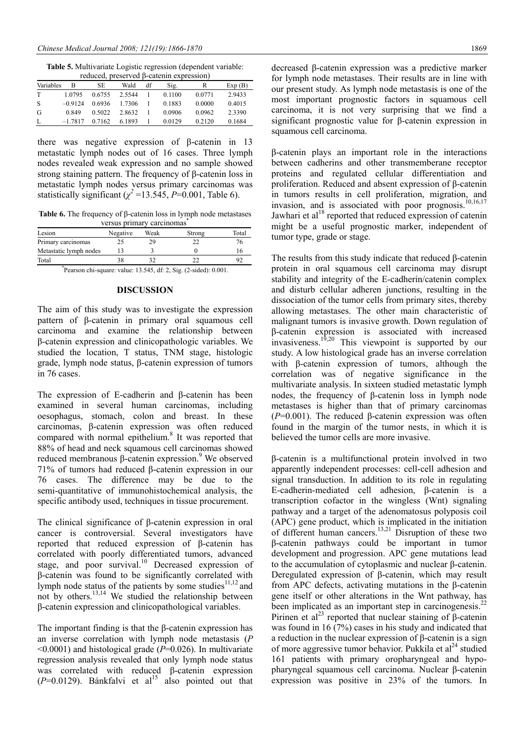**Table 5.** Multivariate Logistic regression (dependent variable: reduced, preserved β-catenin expression)

| Variables | B | SE | Wald | df | Sig. | R | Exp (B) |
|---|---|---|---|---|---|---|---|
| T | 1.0795 | 0.6755 | 2.5544 | 1 | 0.1100 | 0.0771 | 2.9433 |
| S | −0.9124 | 0.6936 | 1.7306 | 1 | 0.1883 | 0.0000 | 0.4015 |
| G | 0.849 | 0.5022 | 2.8632 | 1 | 0.0906 | 0.0962 | 2.3390 |
| L | −1.7817 | 0.7162 | 6.1893 | 1 | 0.0129 | 0.2120 | 0.1684 |

there was negative expression of β-catenin in 13 metastatic lymph nodes out of 16 cases. Three lymph nodes revealed weak expression and no sample showed strong staining pattern. The frequency of β-catenin loss in metastatic lymph nodes versus primary carcinomas was statistically significant ($\chi^2$ =13.545, $P$=0.001, Table 6).

**Table 6.** The frequency of β-catenin loss in lymph node metastases versus primary carcinomas*

| Lesion | Negative | Weak | Strong | Total |
|---|---|---|---|---|
| Primary carcinomas | 25 | 29 | 22 | 76 |
| Metastatic lymph nodes | 13 | 3 | 0 | 16 |
| Total | 38 | 32 | 22 | 92 |

*Pearson chi-square: value: 13.545, df: 2, Sig. (2-sided): 0.001.

## DISCUSSION

The aim of this study was to investigate the expression pattern of β-catenin in primary oral squamous cell carcinoma and examine the relationship between β-catenin expression and clinicopathologic variables. We studied the location, T status, TNM stage, histologic grade, lymph node status, β-catenin expression of tumors in 76 cases.

The expression of E-cadherin and β-catenin has been examined in several human carcinomas, including oesophagus, stomach, colon and breast. In these carcinomas, β-catenin expression was often reduced compared with normal epithelium.[8] It was reported that 88% of head and neck squamous cell carcinomas showed reduced membranous β-catenin expression.[9] We observed 71% of tumors had reduced β-catenin expression in our 76 cases. The difference may be due to the semi-quantitative of immunohistochemical analysis, the specific antibody used, techniques in tissue procurement.

The clinical significance of β-catenin expression in oral cancer is controversial. Several investigators have reported that reduced expression of β-catenin has correlated with poorly differentiated tumors, advanced stage, and poor survival.[10] Decreased expression of β-catenin was found to be significantly correlated with lymph node status of the patients by some studies[11,12] and not by others.[13,14] We studied the relationship between β-catenin expression and clinicopathological variables.

The important finding is that the β-catenin expression has an inverse correlation with lymph node metastasis ($P$ <0.0001) and histological grade ($P$=0.026). In multivariate regression analysis revealed that only lymph node status was correlated with reduced β-catenin expression ($P$=0.0129). Bánkfalvi et al[15] also pointed out that decreased β-catenin expression was a predictive marker for lymph node metastases. Their results are in line with our present study. As lymph node metastasis is one of the most important prognostic factors in squamous cell carcinoma, it is not very surprising that we find a significant prognostic value for β-catenin expression in squamous cell carcinoma.

β-catenin plays an important role in the interactions between cadherins and other transmemberane receptor proteins and regulated cellular differentiation and proliferation. Reduced and absent expression of β-catenin in tumors results in cell proliferation, migration, and invasion, and is associated with poor prognosis.[10,16,17] Jawhari et al[18] reported that reduced expression of catenin might be a useful prognostic marker, independent of tumor type, grade or stage.

The results from this study indicate that reduced β-catenin protein in oral squamous cell carcinoma may disrupt stability and integrity of the E-cadherin/catenin complex and disturb cellular adheren junctions, resulting in the dissociation of the tumor cells from primary sites, thereby allowing malignant metastases. The other main characteristic of malignant tumors is invasive growth. Down regulation of β-catenin expression is associated with increased invasiveness.[19,20] This viewpoint is supported by our study. A low histological grade has an inverse correlation with β-catenin expression of tumors, although the correlation was of negative significance in the multivariate analysis. In sixteen studied metastatic lymph nodes, the frequency of β-catenin loss in lymph node metastases is higher than that of primary carcinomas ($P$=0.001). The reduced β-catenin expression was often found in the margin of the tumor nests, in which it is believed the tumor cells are more invasive.

β-catenin is a multifunctional protein involved in two apparently independent processes: cell-cell adhesion and signal transduction. In addition to its role in regulating E-cadherin-mediated cell adhesion, β-catenin is a transcription cofactor in the wingless (Wnt) signaling pathway and a target of the adenomatosus polyposis coil (APC) gene product, which is implicated in the initiation of different human cancers.[13,21] Disruption of these two β-catenin pathways could be important in tumor development and progression. APC gene mutations lead to the accumulation of cytoplasmic and nuclear β-catenin. Deregulated expression of β-catenin, which may result from APC defects, activating mutations in the β-catenin gene itself or other alterations in the Wnt pathway, has been implicated as an important step in carcinogenesis.[22] Pirinen et al[23] reported that nuclear staining of β-catenin was found in 16 (7%) cases in his study and indicated that a reduction in the nuclear expression of β-catenin is a sign of more aggressive tumor behavior. Pukkila et al[24] studied 161 patients with primary oropharyngeal and hypopharyngeal squamous cell carcinoma. Nuclear β-catenin expression was positive in 23% of the tumors. In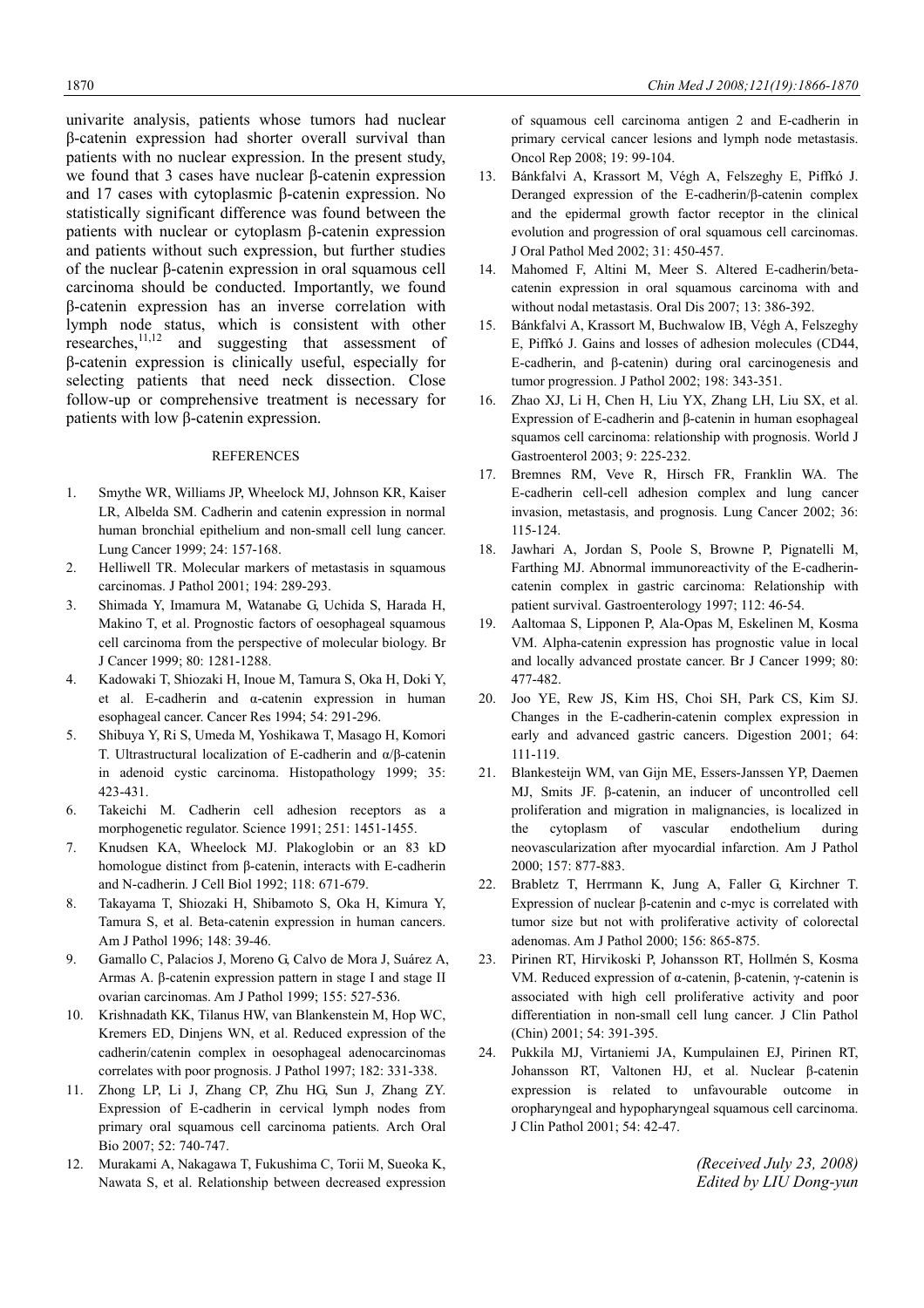univarite analysis, patients whose tumors had nuclear β-catenin expression had shorter overall survival than patients with no nuclear expression. In the present study, we found that 3 cases have nuclear β-catenin expression and 17 cases with cytoplasmic β-catenin expression. No statistically significant difference was found between the patients with nuclear or cytoplasm β-catenin expression and patients without such expression, but further studies of the nuclear β-catenin expression in oral squamous cell carcinoma should be conducted. Importantly, we found β-catenin expression has an inverse correlation with lymph node status, which is consistent with other researches,[11,12] and suggesting that assessment of β-catenin expression is clinically useful, especially for selecting patients that need neck dissection. Close follow-up or comprehensive treatment is necessary for patients with low β-catenin expression.

## REFERENCES

1. Smythe WR, Williams JP, Wheelock MJ, Johnson KR, Kaiser LR, Albelda SM. Cadherin and catenin expression in normal human bronchial epithelium and non-small cell lung cancer. Lung Cancer 1999; 24: 157-168.
2. Helliwell TR. Molecular markers of metastasis in squamous carcinomas. J Pathol 2001; 194: 289-293.
3. Shimada Y, Imamura M, Watanabe G, Uchida S, Harada H, Makino T, et al. Prognostic factors of oesophageal squamous cell carcinoma from the perspective of molecular biology. Br J Cancer 1999; 80: 1281-1288.
4. Kadowaki T, Shiozaki H, Inoue M, Tamura S, Oka H, Doki Y, et al. E-cadherin and α-catenin expression in human esophageal cancer. Cancer Res 1994; 54: 291-296.
5. Shibuya Y, Ri S, Umeda M, Yoshikawa T, Masago H, Komori T. Ultrastructural localization of E-cadherin and α/β-catenin in adenoid cystic carcinoma. Histopathology 1999; 35: 423-431.
6. Takeichi M. Cadherin cell adhesion receptors as a morphogenetic regulator. Science 1991; 251: 1451-1455.
7. Knudsen KA, Wheelock MJ. Plakoglobin or an 83 kD homologue distinct from β-catenin, interacts with E-cadherin and N-cadherin. J Cell Biol 1992; 118: 671-679.
8. Takayama T, Shiozaki H, Shibamoto S, Oka H, Kimura Y, Tamura S, et al. Beta-catenin expression in human cancers. Am J Pathol 1996; 148: 39-46.
9. Gamallo C, Palacios J, Moreno G, Calvo de Mora J, Suárez A, Armas A. β-catenin expression pattern in stage I and stage II ovarian carcinomas. Am J Pathol 1999; 155: 527-536.
10. Krishnadath KK, Tilanus HW, van Blankenstein M, Hop WC, Kremers ED, Dinjens WN, et al. Reduced expression of the cadherin/catenin complex in oesophageal adenocarcinomas correlates with poor prognosis. J Pathol 1997; 182: 331-338.
11. Zhong LP, Li J, Zhang CP, Zhu HG, Sun J, Zhang ZY. Expression of E-cadherin in cervical lymph nodes from primary oral squamous cell carcinoma patients. Arch Oral Bio 2007; 52: 740-747.
12. Murakami A, Nakagawa T, Fukushima C, Torii M, Sueoka K, Nawata S, et al. Relationship between decreased expression of squamous cell carcinoma antigen 2 and E-cadherin in primary cervical cancer lesions and lymph node metastasis. Oncol Rep 2008; 19: 99-104.
13. Bánkfalvi A, Krassort M, Végh A, Felszeghy E, Piffkó J. Deranged expression of the E-cadherin/β-catenin complex and the epidermal growth factor receptor in the clinical evolution and progression of oral squamous cell carcinomas. J Oral Pathol Med 2002; 31: 450-457.
14. Mahomed F, Altini M, Meer S. Altered E-cadherin/beta-catenin expression in oral squamous carcinoma with and without nodal metastasis. Oral Dis 2007; 13: 386-392.
15. Bánkfalvi A, Krassort M, Buchwalow IB, Végh A, Felszeghy E, Piffkó J. Gains and losses of adhesion molecules (CD44, E-cadherin, and β-catenin) during oral carcinogenesis and tumor progression. J Pathol 2002; 198: 343-351.
16. Zhao XJ, Li H, Chen H, Liu YX, Zhang LH, Liu SX, et al. Expression of E-cadherin and β-catenin in human esophageal squamos cell carcinoma: relationship with prognosis. World J Gastroenterol 2003; 9: 225-232.
17. Bremnes RM, Veve R, Hirsch FR, Franklin WA. The E-cadherin cell-cell adhesion complex and lung cancer invasion, metastasis, and prognosis. Lung Cancer 2002; 36: 115-124.
18. Jawhari A, Jordan S, Poole S, Browne P, Pignatelli M, Farthing MJ. Abnormal immunoreactivity of the E-cadherin-catenin complex in gastric carcinoma: Relationship with patient survival. Gastroenterology 1997; 112: 46-54.
19. Aaltomaa S, Lipponen P, Ala-Opas M, Eskelinen M, Kosma VM. Alpha-catenin expression has prognostic value in local and locally advanced prostate cancer. Br J Cancer 1999; 80: 477-482.
20. Joo YE, Rew JS, Kim HS, Choi SH, Park CS, Kim SJ. Changes in the E-cadherin-catenin complex expression in early and advanced gastric cancers. Digestion 2001; 64: 111-119.
21. Blankesteijn WM, van Gijn ME, Essers-Janssen YP, Daemen MJ, Smits JF. β-catenin, an inducer of uncontrolled cell proliferation and migration in malignancies, is localized in the cytoplasm of vascular endothelium during neovascularization after myocardial infarction. Am J Pathol 2000; 157: 877-883.
22. Brabletz T, Herrmann K, Jung A, Faller G, Kirchner T. Expression of nuclear β-catenin and c-myc is correlated with tumor size but not with proliferative activity of colorectal adenomas. Am J Pathol 2000; 156: 865-875.
23. Pirinen RT, Hirvikoski P, Johansson RT, Hollmén S, Kosma VM. Reduced expression of α-catenin, β-catenin, γ-catenin is associated with high cell proliferative activity and poor differentiation in non-small cell lung cancer. J Clin Pathol (Chin) 2001; 54: 391-395.
24. Pukkila MJ, Virtaniemi JA, Kumpulainen EJ, Pirinen RT, Johansson RT, Valtonen HJ, et al. Nuclear β-catenin expression is related to unfavourable outcome in oropharyngeal and hypopharyngeal squamous cell carcinoma. J Clin Pathol 2001; 54: 42-47.

*(Received July 23, 2008)*
*Edited by LIU Dong-yun*